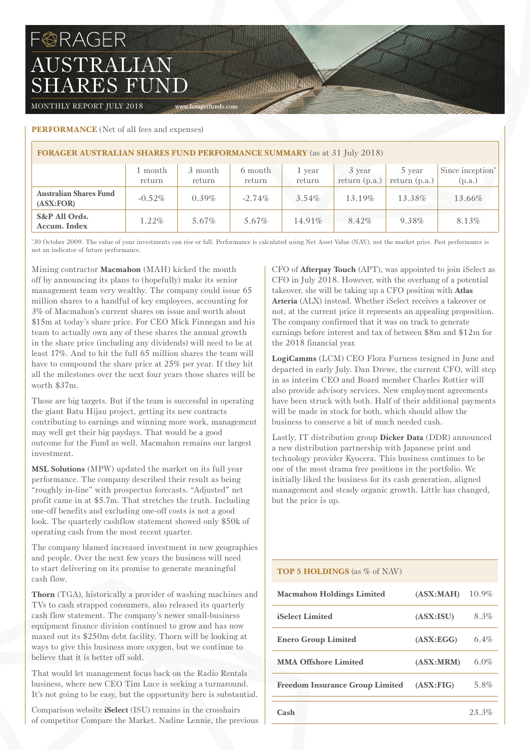# FORAGER AUSTRALIAN SHARES FUND

MONTHLY REPORT JULY 2018

www.foragerfunds.com

**PERFORMANCE** (Net of all fees and expenses)

| FORAGER AUSTRALIAN SHARES FUND PERFORMANCE SUMMARY (as at 31 July 2018) | | | | | | | |
|---|---|---|---|---|---|---|---|
| | 1 month return | 3 month return | 6 month return | 1 year return | 3 year return (p.a.) | 5 year return (p.a.) | Since inception* (p.a.) |
| **Australian Shares Fund (ASX:FOR)** | -0.52% | 0.39% | -2.74% | 3.54% | 13.19% | 13.38% | 13.66% |
| **S&P All Ords. Accum. Index** | 1.22% | 5.67% | 5.67% | 14.91% | 8.42% | 9.38% | 8.13% |

*30 October 2009. The value of your investments can rise or fall. Performance is calculated using Net Asset Value (NAV), not the market price. Past performance is not an indicator of future performance.

Mining contractor **Macmahon** (MAH) kicked the month off by announcing its plans to (hopefully) make its senior management team very wealthy. The company could issue 65 million shares to a handful of key employees, accounting for 3% of Macmahon's current shares on issue and worth about $15m at today's share price. For CEO Mick Finnegan and his team to actually own any of these shares the annual growth in the share price (including any dividends) will need to be at least 17%. And to hit the full 65 million shares the team will have to compound the share price at 25% per year. If they hit all the milestones over the next four years those shares will be worth $37m.

Those are big targets. But if the team is successful in operating the giant Batu Hijau project, getting its new contracts contributing to earnings and winning more work, management may well get their big paydays. That would be a good outcome for the Fund as well. Macmahon remains our largest investment.

**MSL Solutions** (MPW) updated the market on its full year performance. The company described their result as being "roughly in-line" with prospectus forecasts. "Adjusted" net profit came in at $5.7m. That stretches the truth. Including one-off benefits and excluding one-off costs is not a good look. The quarterly cashflow statement showed only $50k of operating cash from the most recent quarter.

The company blamed increased investment in new geographies and people. Over the next few years the business will need to start delivering on its promise to generate meaningful cash flow.

**Thorn** (TGA), historically a provider of washing machines and TVs to cash strapped consumers, also released its quarterly cash flow statement. The company's newer small-business equipment finance division continued to grow and has now maxed out its $250m debt facility. Thorn will be looking at ways to give this business more oxygen, but we continue to believe that it is better off sold.

That would let management focus back on the Radio Rentals business, where new CEO Tim Luce is seeking a turnaround. It's not going to be easy, but the opportunity here is substantial.

Comparison website **iSelect** (ISU) remains in the crosshairs of competitor Compare the Market. Nadine Lennie, the previous CFO of **Afterpay Touch** (APT), was appointed to join iSelect as CFO in July 2018. However, with the overhang of a potential takeover, she will be taking up a CFO position with **Atlas Arteria** (ALX) instead. Whether iSelect receives a takeover or not, at the current price it represents an appealing proposition. The company confirmed that it was on track to generate earnings before interest and tax of between $8m and $12m for the 2018 financial year.

**LogiCamms** (LCM) CEO Flora Furness resigned in June and departed in early July. Dan Drewe, the current CFO, will step in as interim CEO and Board member Charles Rottier will also provide advisory services. New employment agreements have been struck with both. Half of their additional payments will be made in stock for both, which should allow the business to conserve a bit of much needed cash.

Lastly, IT distribution group **Dicker Data** (DDR) announced a new distribution partnership with Japanese print and technology provider Kyocera. This business continues to be one of the most drama free positions in the portfolio. We initially liked the business for its cash generation, aligned management and steady organic growth. Little has changed, but the price is up.

| **TOP 5 HOLDINGS** (as % of NAV) | | |
|---|---|---|
| **Macmahon Holdings Limited** | **(ASX:MAH)** | 10.9% |
| **iSelect Limited** | **(ASX:ISU)** | 8.3% |
| **Enero Group Limited** | **(ASX:EGG)** | 6.4% |
| **MMA Offshore Limited** | **(ASX:MRM)** | 6.0% |
| **Freedom Insurance Group Limited** | **(ASX:FIG)** | 5.8% |
| **Cash** | | 23.3% |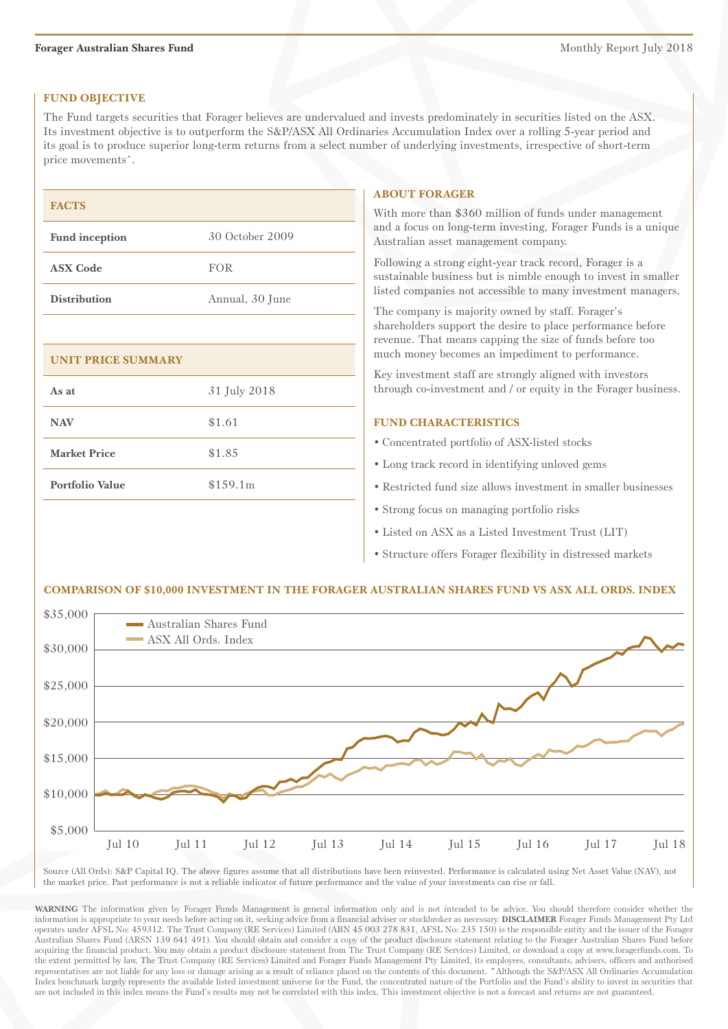## FUND OBJECTIVE

The Fund targets securities that Forager believes are undervalued and invests predominately in securities listed on the ASX. Its investment objective is to outperform the S&P/ASX All Ordinaries Accumulation Index over a rolling 5-year period and its goal is to produce superior long-term returns from a select number of underlying investments, irrespective of short-term price movements^.

| FACTS | |
|---|---|
| **Fund inception** | 30 October 2009 |
| **ASX Code** | FOR |
| **Distribution** | Annual, 30 June |

| UNIT PRICE SUMMARY | |
|---|---|
| **As at** | 31 July 2018 |
| **NAV** | $1.61 |
| **Market Price** | $1.85 |
| **Portfolio Value** | $159.1m |

## ABOUT FORAGER

With more than $360 million of funds under management and a focus on long-term investing, Forager Funds is a unique Australian asset management company.

Following a strong eight-year track record, Forager is a sustainable business but is nimble enough to invest in smaller listed companies not accessible to many investment managers.

The company is majority owned by staff. Forager's shareholders support the desire to place performance before revenue. That means capping the size of funds before too much money becomes an impediment to performance.

Key investment staff are strongly aligned with investors through co-investment and / or equity in the Forager business.

## FUND CHARACTERISTICS

- Concentrated portfolio of ASX-listed stocks
- Long track record in identifying unloved gems
- Restricted fund size allows investment in smaller businesses
- Strong focus on managing portfolio risks
- Listed on ASX as a Listed Investment Trust (LIT)
- Structure offers Forager flexibility in distressed markets

## COMPARISON OF $10,000 INVESTMENT IN THE FORAGER AUSTRALIAN SHARES FUND VS ASX ALL ORDS. INDEX

Australian Shares Fund
ASX All Ords. Index

$35,000
$30,000
$25,000
$20,000
$15,000
$10,000
$5,000

Jul 10 Jul 11 Jul 12 Jul 13 Jul 14 Jul 15 Jul 16 Jul 17 Jul 18

Source (All Ords): S&P Capital IQ. The above figures assume that all distributions have been reinvested. Performance is calculated using Net Asset Value (NAV), not the market price. Past performance is not a reliable indicator of future performance and the value of your investments can rise or fall.

**WARNING** The information given by Forager Funds Management is general information only and is not intended to be advice. You should therefore consider whether the information is appropriate to your needs before acting on it, seeking advice from a financial adviser or stockbroker as necessary. **DISCLAIMER** Forager Funds Management Pty Ltd operates under AFSL No: 459312. The Trust Company (RE Services) Limited (ABN 45 003 278 831, AFSL No: 235 150) is the responsible entity and the issuer of the Forager Australian Shares Fund (ARSN 139 641 491). You should obtain and consider a copy of the product disclosure statement relating to the Forager Australian Shares Fund before acquiring the financial product. You may obtain a product disclosure statement from The Trust Company (RE Services) Limited, or download a copy at www.foragerfunds.com. To the extent permitted by law, The Trust Company (RE Services) Limited and Forager Funds Management Pty Limited, its employees, consultants, advisers, officers and authorised representatives are not liable for any loss or damage arising as a result of reliance placed on the contents of this document. ^Although the S&P/ASX All Ordinaries Accumulation Index benchmark largely represents the available listed investment universe for the Fund, the concentrated nature of the Portfolio and the Fund's ability to invest in securities that are not included in this index means the Fund's results may not be correlated with this index. This investment objective is not a forecast and returns are not guaranteed.